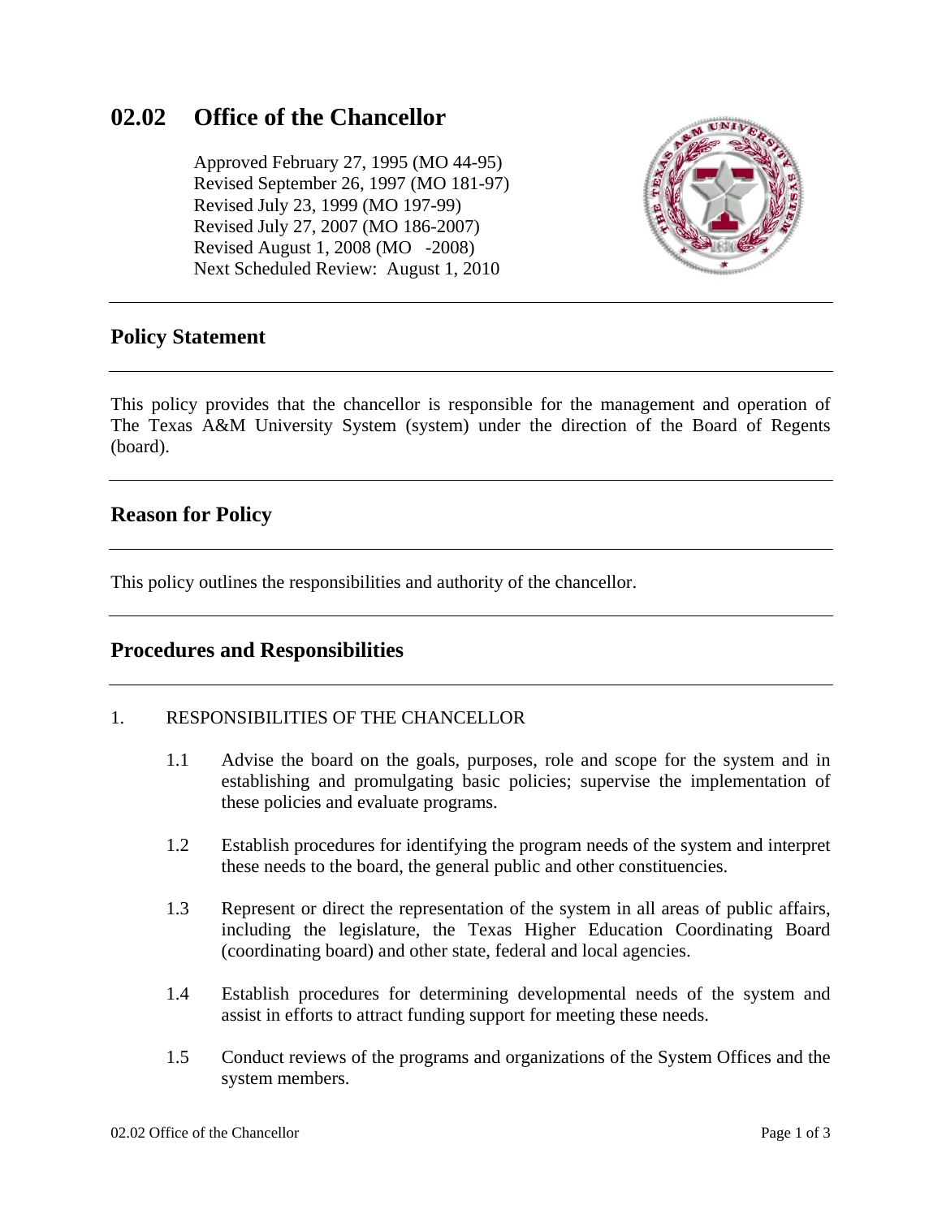# 02.02 Office of the Chancellor

Approved February 27, 1995 (MO 44-95)
Revised September 26, 1997 (MO 181-97)
Revised July 23, 1999 (MO 197-99)
Revised July 27, 2007 (MO 186-2007)
Revised August 1, 2008 (MO -2008)
Next Scheduled Review: August 1, 2010

## Policy Statement

This policy provides that the chancellor is responsible for the management and operation of The Texas A&M University System (system) under the direction of the Board of Regents (board).

## Reason for Policy

This policy outlines the responsibilities and authority of the chancellor.

## Procedures and Responsibilities

1. RESPONSIBILITIES OF THE CHANCELLOR

   1.1 Advise the board on the goals, purposes, role and scope for the system and in establishing and promulgating basic policies; supervise the implementation of these policies and evaluate programs.

   1.2 Establish procedures for identifying the program needs of the system and interpret these needs to the board, the general public and other constituencies.

   1.3 Represent or direct the representation of the system in all areas of public affairs, including the legislature, the Texas Higher Education Coordinating Board (coordinating board) and other state, federal and local agencies.

   1.4 Establish procedures for determining developmental needs of the system and assist in efforts to attract funding support for meeting these needs.

   1.5 Conduct reviews of the programs and organizations of the System Offices and the system members.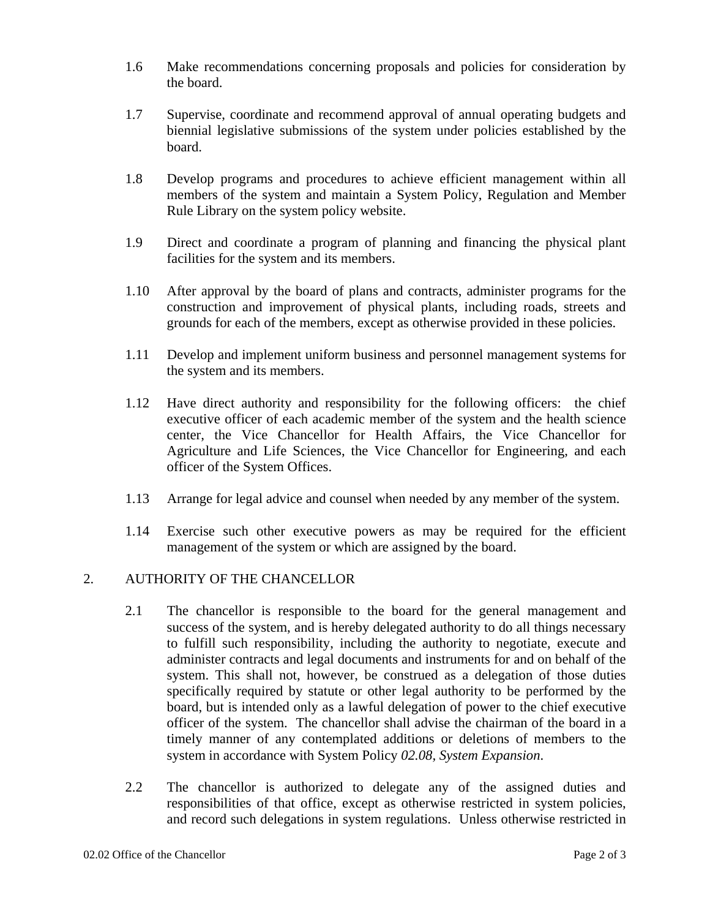1.6 Make recommendations concerning proposals and policies for consideration by the board.

1.7 Supervise, coordinate and recommend approval of annual operating budgets and biennial legislative submissions of the system under policies established by the board.

1.8 Develop programs and procedures to achieve efficient management within all members of the system and maintain a System Policy, Regulation and Member Rule Library on the system policy website.

1.9 Direct and coordinate a program of planning and financing the physical plant facilities for the system and its members.

1.10 After approval by the board of plans and contracts, administer programs for the construction and improvement of physical plants, including roads, streets and grounds for each of the members, except as otherwise provided in these policies.

1.11 Develop and implement uniform business and personnel management systems for the system and its members.

1.12 Have direct authority and responsibility for the following officers: the chief executive officer of each academic member of the system and the health science center, the Vice Chancellor for Health Affairs, the Vice Chancellor for Agriculture and Life Sciences, the Vice Chancellor for Engineering, and each officer of the System Offices.

1.13 Arrange for legal advice and counsel when needed by any member of the system.

1.14 Exercise such other executive powers as may be required for the efficient management of the system or which are assigned by the board.

## 2. AUTHORITY OF THE CHANCELLOR

2.1 The chancellor is responsible to the board for the general management and success of the system, and is hereby delegated authority to do all things necessary to fulfill such responsibility, including the authority to negotiate, execute and administer contracts and legal documents and instruments for and on behalf of the system. This shall not, however, be construed as a delegation of those duties specifically required by statute or other legal authority to be performed by the board, but is intended only as a lawful delegation of power to the chief executive officer of the system. The chancellor shall advise the chairman of the board in a timely manner of any contemplated additions or deletions of members to the system in accordance with System Policy *02.08, System Expansion*.

2.2 The chancellor is authorized to delegate any of the assigned duties and responsibilities of that office, except as otherwise restricted in system policies, and record such delegations in system regulations. Unless otherwise restricted in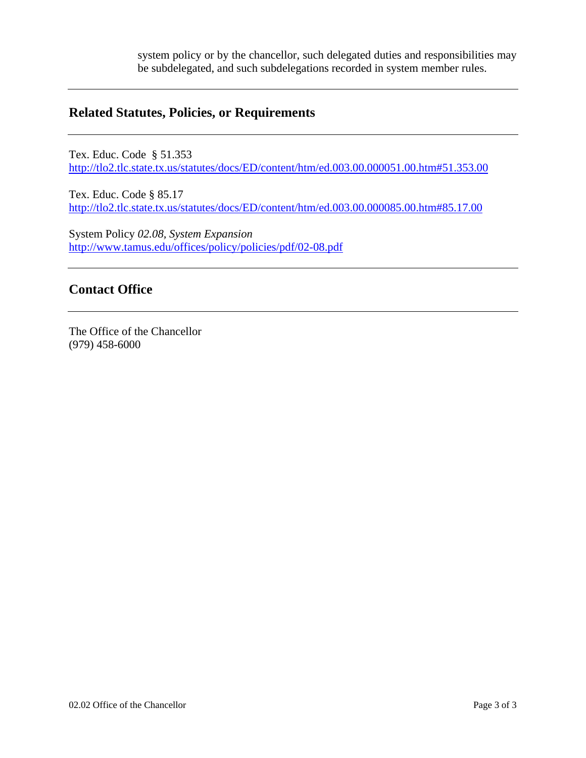system policy or by the chancellor, such delegated duties and responsibilities may be subdelegated, and such subdelegations recorded in system member rules.

## Related Statutes, Policies, or Requirements

Tex. Educ. Code § 51.353
http://tlo2.tlc.state.tx.us/statutes/docs/ED/content/htm/ed.003.00.000051.00.htm#51.353.00

Tex. Educ. Code § 85.17
http://tlo2.tlc.state.tx.us/statutes/docs/ED/content/htm/ed.003.00.000085.00.htm#85.17.00

System Policy *02.08, System Expansion*
http://www.tamus.edu/offices/policy/policies/pdf/02-08.pdf

## Contact Office

The Office of the Chancellor
(979) 458-6000